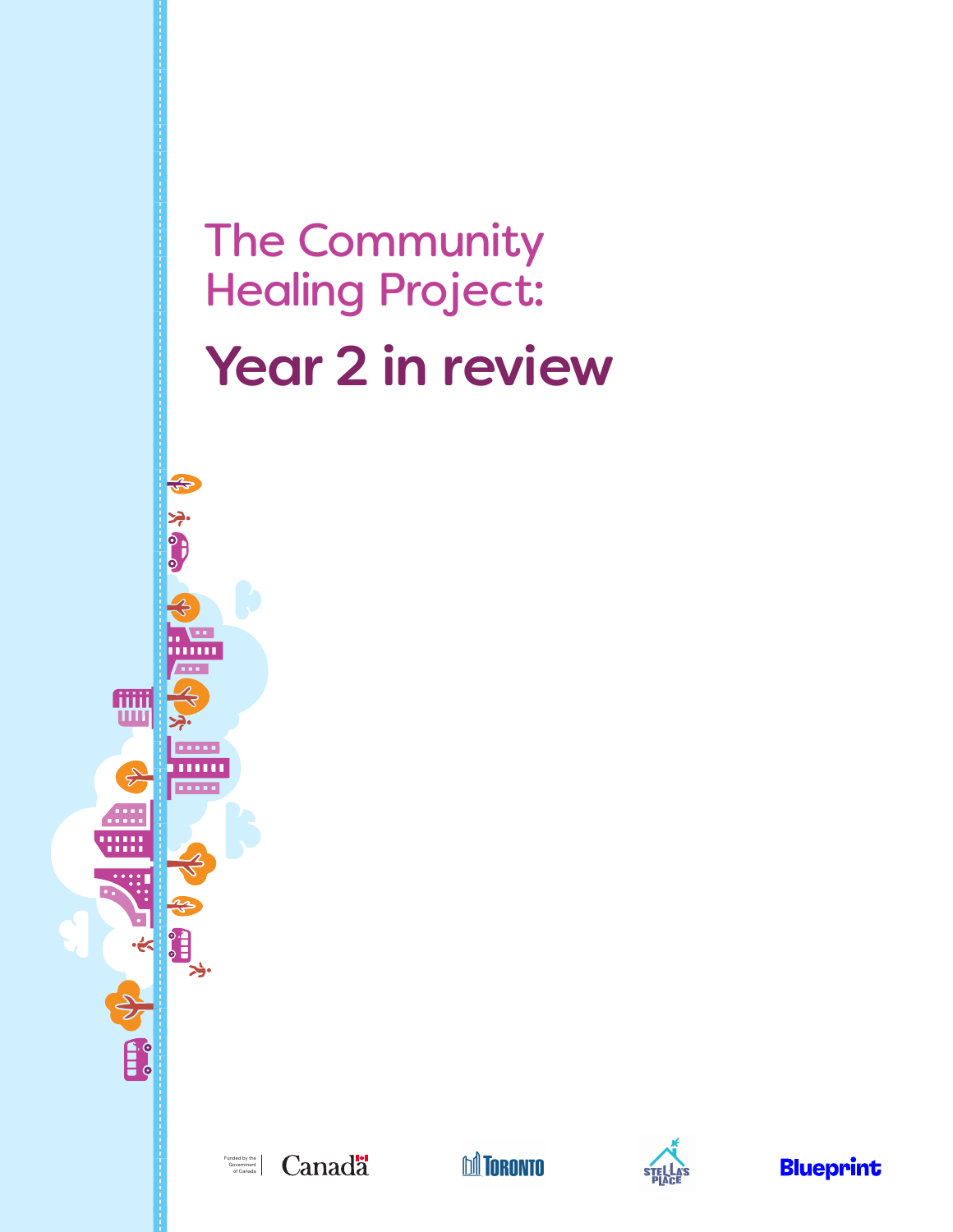# The Community Healing Project:

## Year 2 in review

Funded by the Government of Canada | Canada

Toronto

Stella's Place

Blueprint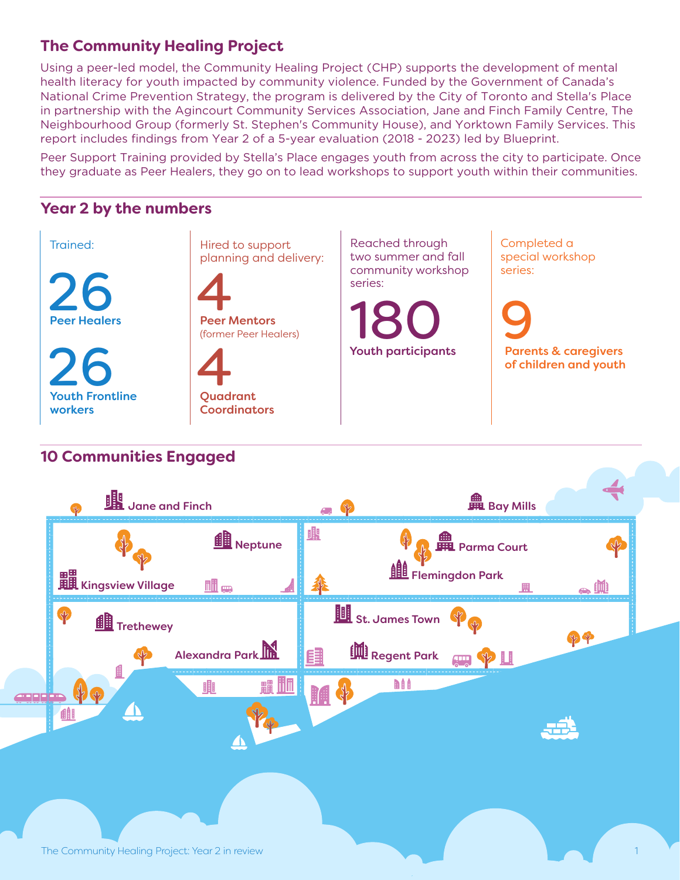## The Community Healing Project

Using a peer-led model, the Community Healing Project (CHP) supports the development of mental health literacy for youth impacted by community violence. Funded by the Government of Canada's National Crime Prevention Strategy, the program is delivered by the City of Toronto and Stella's Place in partnership with the Agincourt Community Services Association, Jane and Finch Family Centre, The Neighbourhood Group (formerly St. Stephen's Community House), and Yorktown Family Services. This report includes findings from Year 2 of a 5-year evaluation (2018 - 2023) led by Blueprint.

Peer Support Training provided by Stella's Place engages youth from across the city to participate. Once they graduate as Peer Healers, they go on to lead workshops to support youth within their communities.

## Year 2 by the numbers

Trained:

**26** Peer Healers

**26** Youth Frontline workers

Hired to support planning and delivery:

**4** Peer Mentors (former Peer Healers)

**4** Quadrant Coordinators

Reached through two summer and fall community workshop series:

**180** Youth participants

Completed a special workshop series:

**9** Parents & caregivers of children and youth

## 10 Communities Engaged

- Jane and Finch
- Bay Mills
- Neptune
- Parma Court
- Kingsview Village
- Flemingdon Park
- Trethewey
- St. James Town
- Alexandra Park
- Regent Park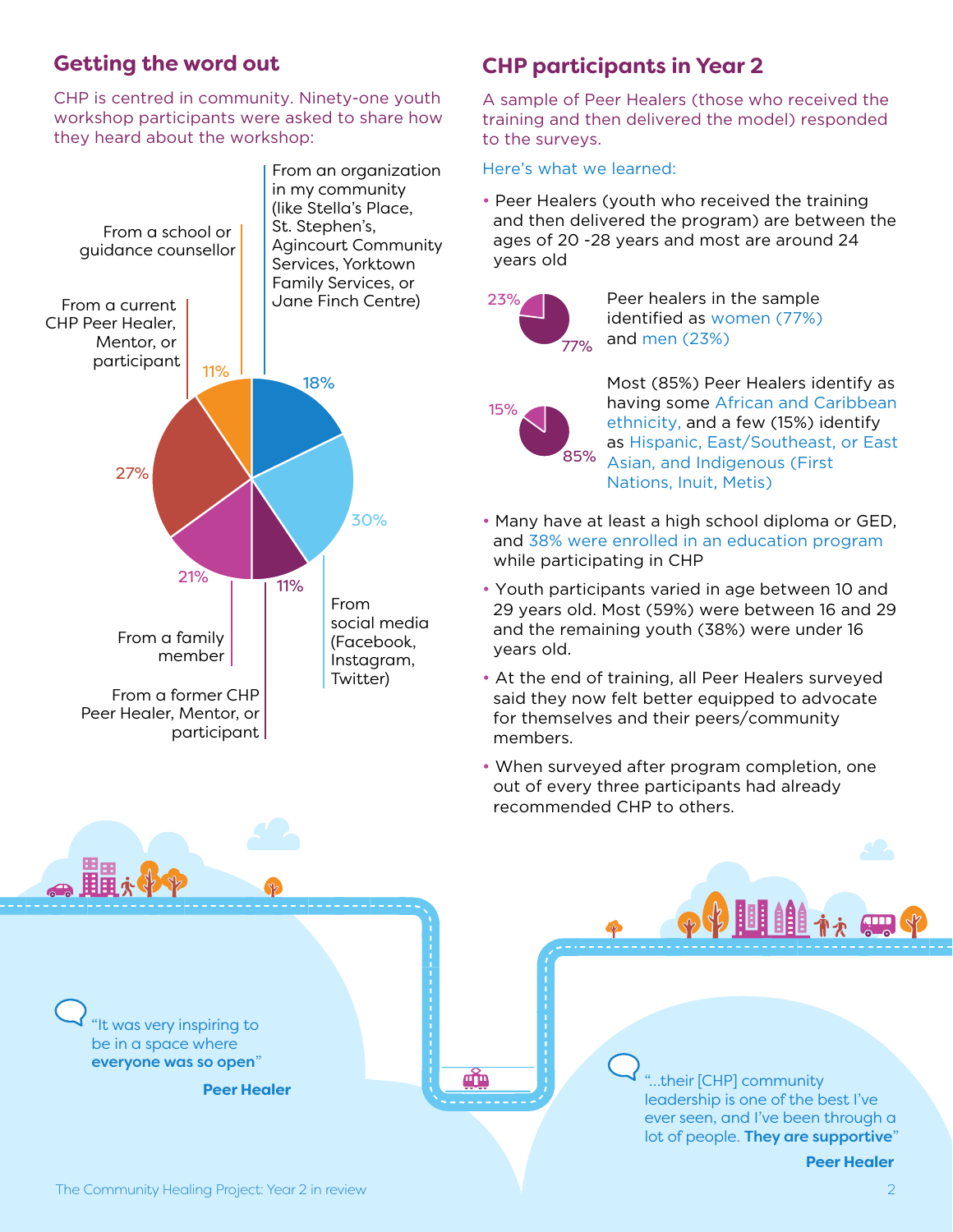## Getting the word out

CHP is centred in community. Ninety-one youth workshop participants were asked to share how they heard about the workshop:

- From an organization in my community (like Stella's Place, St. Stephen's, Agincourt Community Services, Yorktown Family Services, or Jane Finch Centre): 18%
- From social media (Facebook, Instagram, Twitter): 30%
- From a former CHP Peer Healer, Mentor, or participant: 11%
- From a family member: 21%
- From a current CHP Peer Healer, Mentor, or participant: 27%
- From a school or guidance counsellor: 11%

## CHP participants in Year 2

A sample of Peer Healers (those who received the training and then delivered the model) responded to the surveys.

Here's what we learned:

- Peer Healers (youth who received the training and then delivered the program) are between the ages of 20 -28 years and most are around 24 years old

23% / 77%

Peer healers in the sample identified as women (77%) and men (23%)

15% / 85%

Most (85%) Peer Healers identify as having some African and Caribbean ethnicity, and a few (15%) identify as Hispanic, East/Southeast, or East Asian, and Indigenous (First Nations, Inuit, Metis)

- Many have at least a high school diploma or GED, and 38% were enrolled in an education program while participating in CHP
- Youth participants varied in age between 10 and 29 years old. Most (59%) were between 16 and 29 and the remaining youth (38%) were under 16 years old.
- At the end of training, all Peer Healers surveyed said they now felt better equipped to advocate for themselves and their peers/community members.
- When surveyed after program completion, one out of every three participants had already recommended CHP to others.

"It was very inspiring to be in a space where **everyone was so open**"

**Peer Healer**

"...their [CHP] community leadership is one of the best I've ever seen, and I've been through a lot of people. **They are supportive**"

**Peer Healer**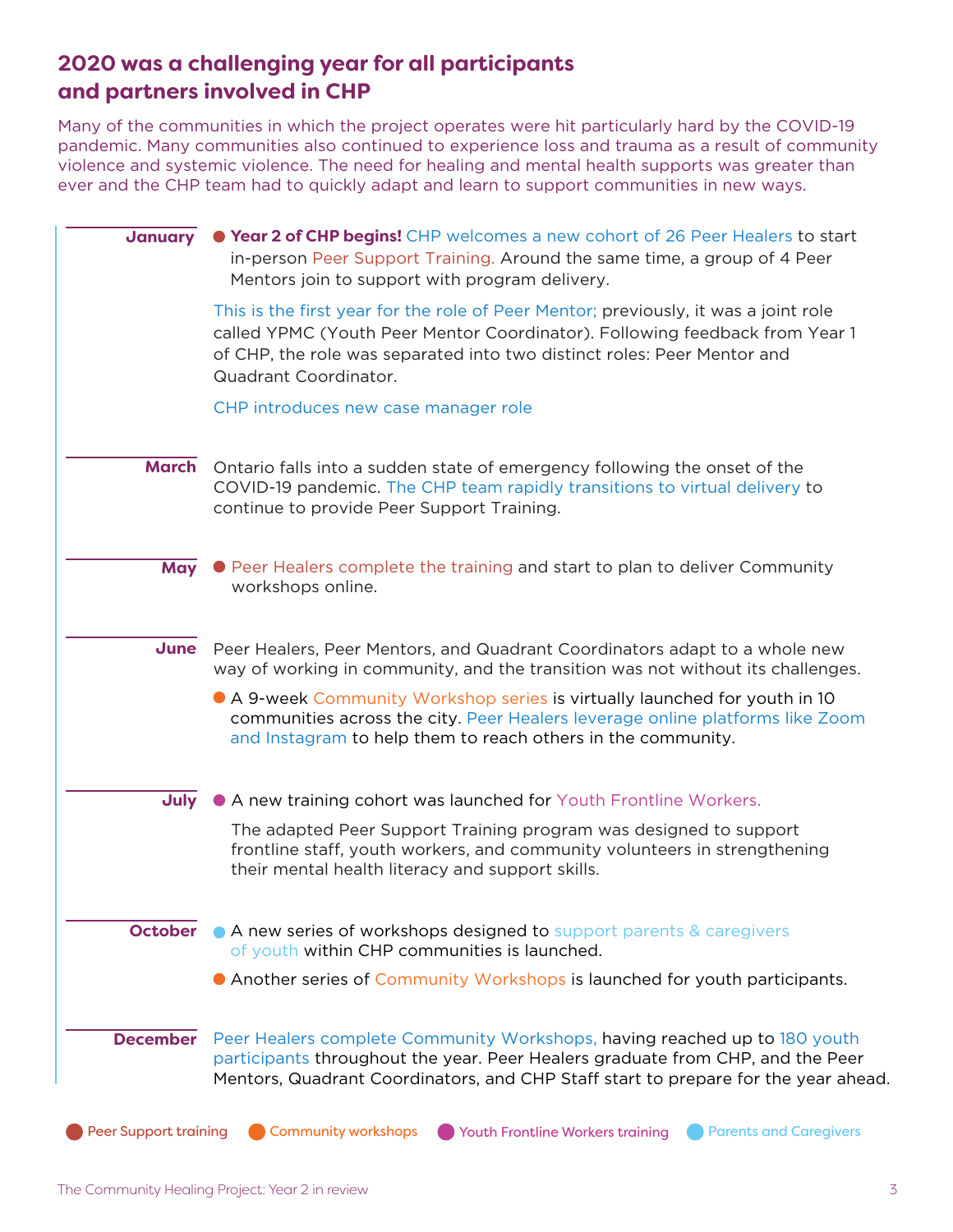## 2020 was a challenging year for all participants and partners involved in CHP

Many of the communities in which the project operates were hit particularly hard by the COVID-19 pandemic. Many communities also continued to experience loss and trauma as a result of community violence and systemic violence. The need for healing and mental health supports was greater than ever and the CHP team had to quickly adapt and learn to support communities in new ways.

**January**

- **Year 2 of CHP begins!** CHP welcomes a new cohort of 26 Peer Healers to start in-person Peer Support Training. Around the same time, a group of 4 Peer Mentors join to support with program delivery.

This is the first year for the role of Peer Mentor; previously, it was a joint role called YPMC (Youth Peer Mentor Coordinator). Following feedback from Year 1 of CHP, the role was separated into two distinct roles: Peer Mentor and Quadrant Coordinator.

CHP introduces new case manager role

**March**

Ontario falls into a sudden state of emergency following the onset of the COVID-19 pandemic. The CHP team rapidly transitions to virtual delivery to continue to provide Peer Support Training.

**May**

- Peer Healers complete the training and start to plan to deliver Community workshops online.

**June**

Peer Healers, Peer Mentors, and Quadrant Coordinators adapt to a whole new way of working in community, and the transition was not without its challenges.

- A 9-week Community Workshop series is virtually launched for youth in 10 communities across the city. Peer Healers leverage online platforms like Zoom and Instagram to help them to reach others in the community.

**July**

- A new training cohort was launched for Youth Frontline Workers.

The adapted Peer Support Training program was designed to support frontline staff, youth workers, and community volunteers in strengthening their mental health literacy and support skills.

**October**

- A new series of workshops designed to support parents & caregivers of youth within CHP communities is launched.
- Another series of Community Workshops is launched for youth participants.

**December**

Peer Healers complete Community Workshops, having reached up to 180 youth participants throughout the year. Peer Healers graduate from CHP, and the Peer Mentors, Quadrant Coordinators, and CHP Staff start to prepare for the year ahead.

Legend: Peer Support training · Community workshops · Youth Frontline Workers training · Parents and Caregivers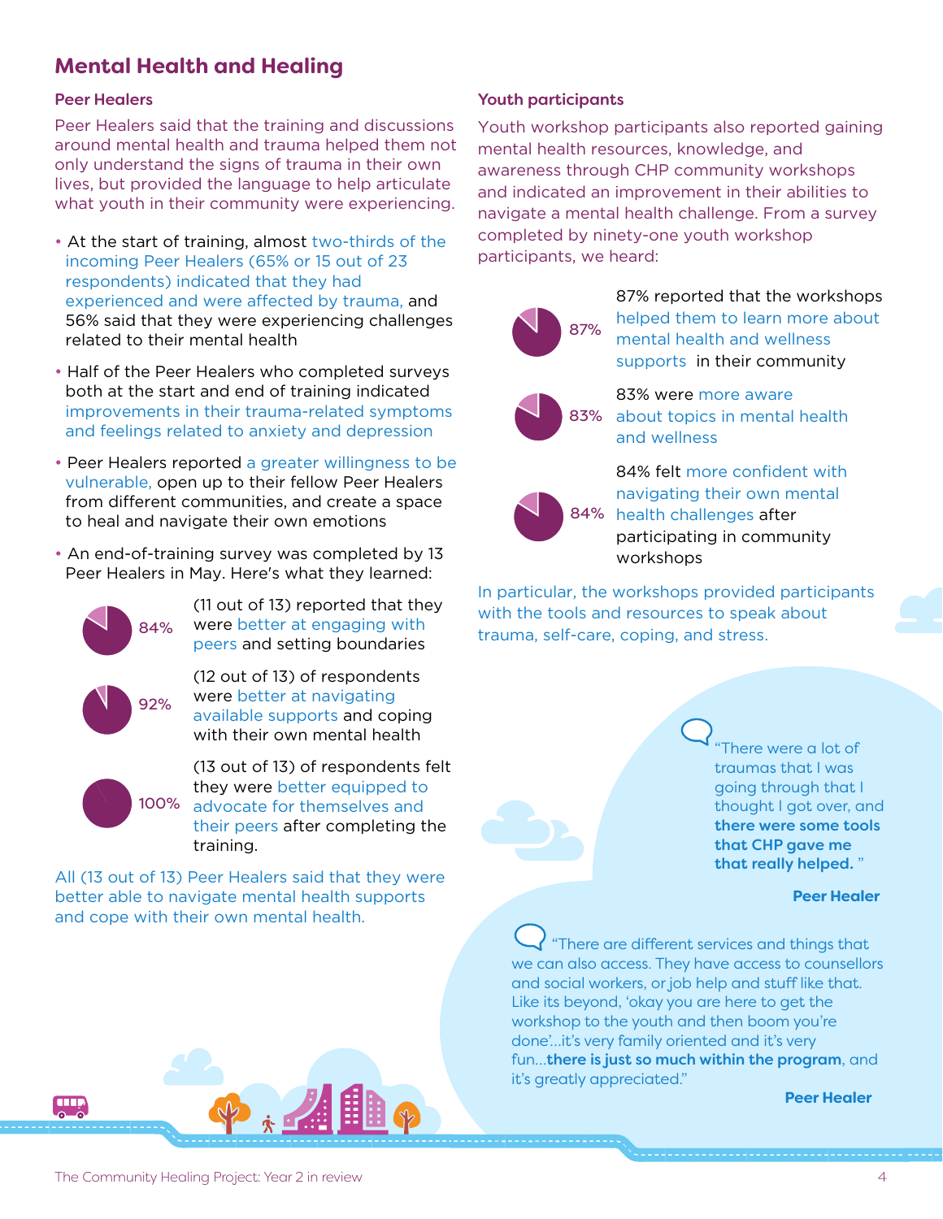## Mental Health and Healing

### Peer Healers

Peer Healers said that the training and discussions around mental health and trauma helped them not only understand the signs of trauma in their own lives, but provided the language to help articulate what youth in their community were experiencing.

- At the start of training, almost two-thirds of the incoming Peer Healers (65% or 15 out of 23 respondents) indicated that they had experienced and were affected by trauma, and 56% said that they were experiencing challenges related to their mental health
- Half of the Peer Healers who completed surveys both at the start and end of training indicated improvements in their trauma-related symptoms and feelings related to anxiety and depression
- Peer Healers reported a greater willingness to be vulnerable, open up to their fellow Peer Healers from different communities, and create a space to heal and navigate their own emotions
- An end-of-training survey was completed by 13 Peer Healers in May. Here's what they learned:

84% (11 out of 13) reported that they were better at engaging with peers and setting boundaries

92% (12 out of 13) of respondents were better at navigating available supports and coping with their own mental health

100% (13 out of 13) of respondents felt they were better equipped to advocate for themselves and their peers after completing the training.

All (13 out of 13) Peer Healers said that they were better able to navigate mental health supports and cope with their own mental health.

### Youth participants

Youth workshop participants also reported gaining mental health resources, knowledge, and awareness through CHP community workshops and indicated an improvement in their abilities to navigate a mental health challenge. From a survey completed by ninety-one youth workshop participants, we heard:

87% — 87% reported that the workshops helped them to learn more about mental health and wellness supports in their community

83% — 83% were more aware about topics in mental health and wellness

84% — 84% felt more confident with navigating their own mental health challenges after participating in community workshops

In particular, the workshops provided participants with the tools and resources to speak about trauma, self-care, coping, and stress.

"There were a lot of traumas that I was going through that I thought I got over, and **there were some tools that CHP gave me that really helped.** "

**Peer Healer**

"There are different services and things that we can also access. They have access to counsellors and social workers, or job help and stuff like that. Like its beyond, 'okay you are here to get the workshop to the youth and then boom you're done'...it's very family oriented and it's very fun...**there is just so much within the program**, and it's greatly appreciated."

**Peer Healer**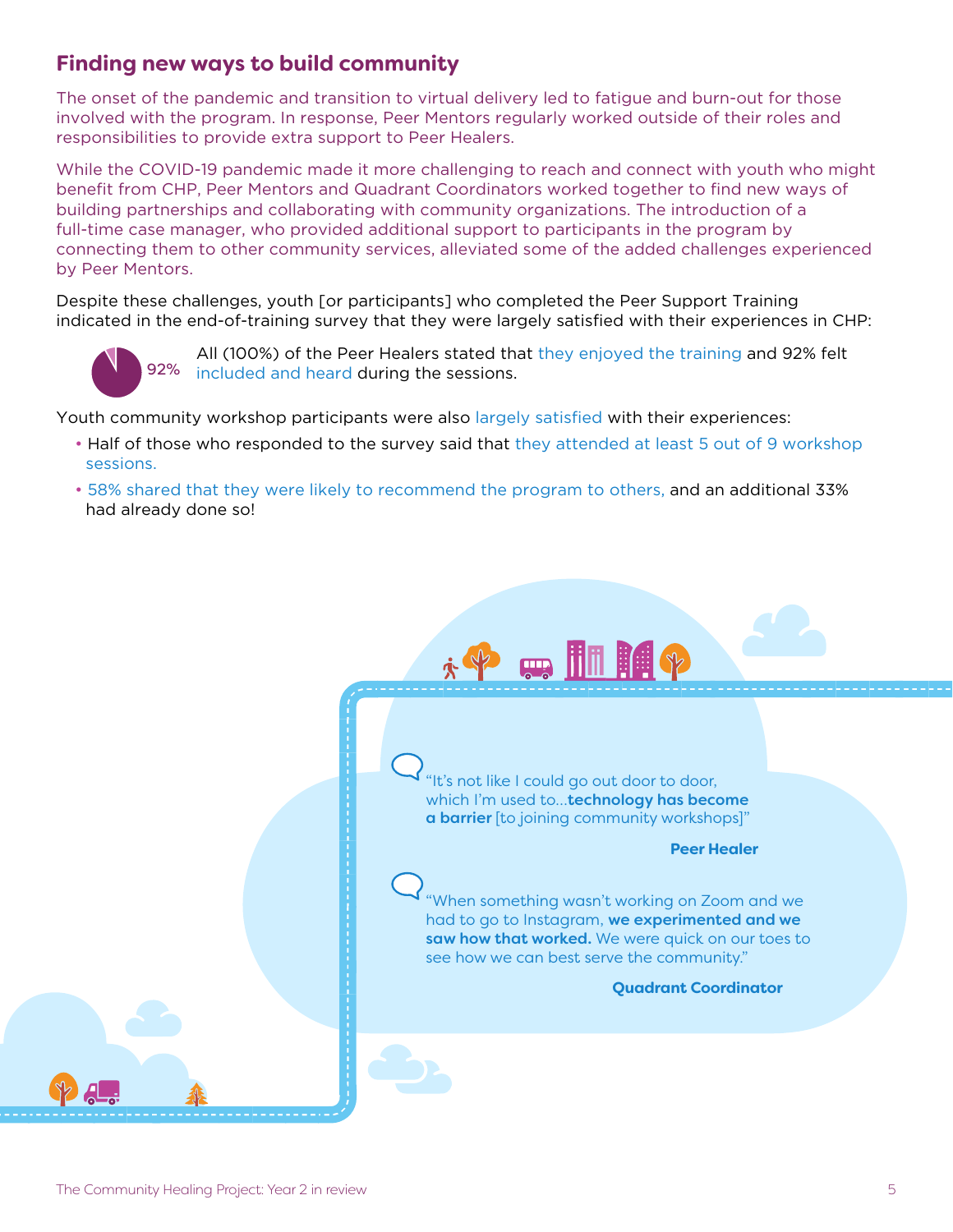## Finding new ways to build community

The onset of the pandemic and transition to virtual delivery led to fatigue and burn-out for those involved with the program. In response, Peer Mentors regularly worked outside of their roles and responsibilities to provide extra support to Peer Healers.

While the COVID-19 pandemic made it more challenging to reach and connect with youth who might benefit from CHP, Peer Mentors and Quadrant Coordinators worked together to find new ways of building partnerships and collaborating with community organizations. The introduction of a full-time case manager, who provided additional support to participants in the program by connecting them to other community services, alleviated some of the added challenges experienced by Peer Mentors.

Despite these challenges, youth [or participants] who completed the Peer Support Training indicated in the end-of-training survey that they were largely satisfied with their experiences in CHP:

92%

All (100%) of the Peer Healers stated that they enjoyed the training and 92% felt included and heard during the sessions.

Youth community workshop participants were also largely satisfied with their experiences:

- Half of those who responded to the survey said that they attended at least 5 out of 9 workshop sessions.
- 58% shared that they were likely to recommend the program to others, and an additional 33% had already done so!

"It's not like I could go out door to door, which I'm used to…**technology has become a barrier** [to joining community workshops]"

**Peer Healer**

"When something wasn't working on Zoom and we had to go to Instagram, **we experimented and we saw how that worked.** We were quick on our toes to see how we can best serve the community."

**Quadrant Coordinator**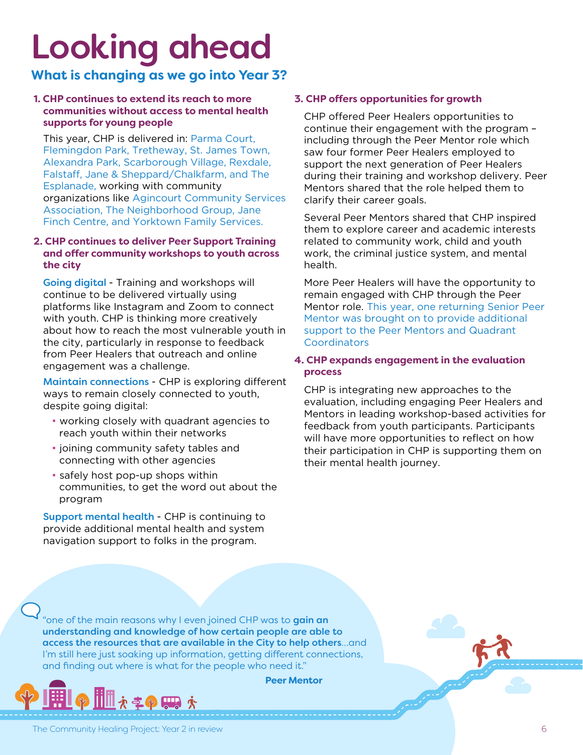# Looking ahead

## What is changing as we go into Year 3?

### 1. CHP continues to extend its reach to more communities without access to mental health supports for young people

This year, CHP is delivered in: Parma Court, Flemingdon Park, Tretheway, St. James Town, Alexandra Park, Scarborough Village, Rexdale, Falstaff, Jane & Sheppard/Chalkfarm, and The Esplanade, working with community organizations like Agincourt Community Services Association, The Neighborhood Group, Jane Finch Centre, and Yorktown Family Services.

### 2. CHP continues to deliver Peer Support Training and offer community workshops to youth across the city

**Going digital** - Training and workshops will continue to be delivered virtually using platforms like Instagram and Zoom to connect with youth. CHP is thinking more creatively about how to reach the most vulnerable youth in the city, particularly in response to feedback from Peer Healers that outreach and online engagement was a challenge.

**Maintain connections** - CHP is exploring different ways to remain closely connected to youth, despite going digital:

- working closely with quadrant agencies to reach youth within their networks
- joining community safety tables and connecting with other agencies
- safely host pop-up shops within communities, to get the word out about the program

**Support mental health** - CHP is continuing to provide additional mental health and system navigation support to folks in the program.

### 3. CHP offers opportunities for growth

CHP offered Peer Healers opportunities to continue their engagement with the program – including through the Peer Mentor role which saw four former Peer Healers employed to support the next generation of Peer Healers during their training and workshop delivery. Peer Mentors shared that the role helped them to clarify their career goals.

Several Peer Mentors shared that CHP inspired them to explore career and academic interests related to community work, child and youth work, the criminal justice system, and mental health.

More Peer Healers will have the opportunity to remain engaged with CHP through the Peer Mentor role. This year, one returning Senior Peer Mentor was brought on to provide additional support to the Peer Mentors and Quadrant Coordinators

### 4. CHP expands engagement in the evaluation process

CHP is integrating new approaches to the evaluation, including engaging Peer Healers and Mentors in leading workshop-based activities for feedback from youth participants. Participants will have more opportunities to reflect on how their participation in CHP is supporting them on their mental health journey.

"one of the main reasons why I even joined CHP was to **gain an understanding and knowledge of how certain people are able to access the resources that are available in the City to help others**...and I'm still here just soaking up information, getting different connections, and finding out where is what for the people who need it."

**Peer Mentor**